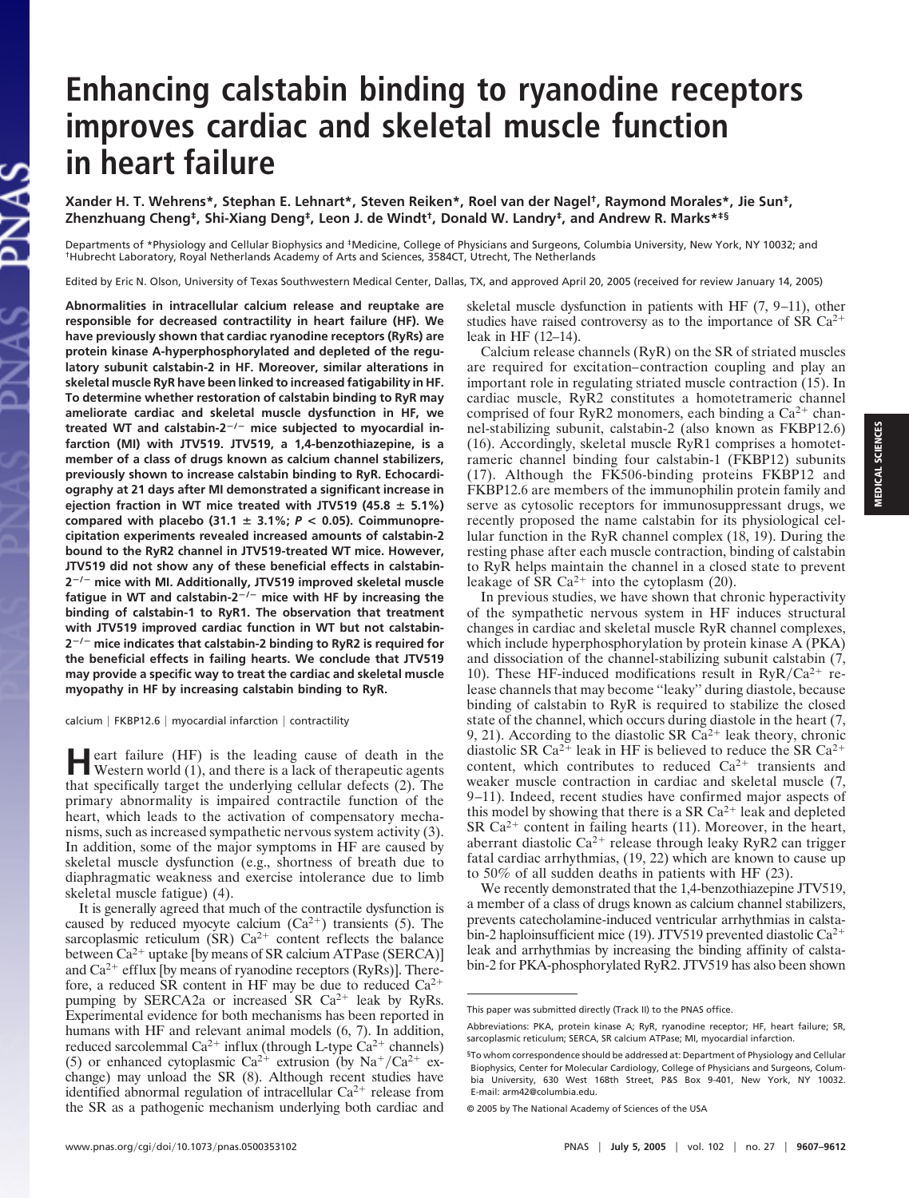# Enhancing calstabin binding to ryanodine receptors improves cardiac and skeletal muscle function in heart failure

**Xander H. T. Wehrens\*, Stephan E. Lehnart\*, Steven Reiken\*, Roel van der Nagel†, Raymond Morales\*, Jie Sun‡, Zhenzhuang Cheng‡, Shi-Xiang Deng‡, Leon J. de Windt†, Donald W. Landry‡, and Andrew R. Marks\*‡§**

Departments of \*Physiology and Cellular Biophysics and ‡Medicine, College of Physicians and Surgeons, Columbia University, New York, NY 10032; and †Hubrecht Laboratory, Royal Netherlands Academy of Arts and Sciences, 3584CT, Utrecht, The Netherlands

Edited by Eric N. Olson, University of Texas Southwestern Medical Center, Dallas, TX, and approved April 20, 2005 (received for review January 14, 2005)

**Abnormalities in intracellular calcium release and reuptake are responsible for decreased contractility in heart failure (HF). We have previously shown that cardiac ryanodine receptors (RyRs) are protein kinase A-hyperphosphorylated and depleted of the regulatory subunit calstabin-2 in HF. Moreover, similar alterations in skeletal muscle RyR have been linked to increased fatigability in HF. To determine whether restoration of calstabin binding to RyR may ameliorate cardiac and skeletal muscle dysfunction in HF, we treated WT and calstabin-2$^{-/-}$ mice subjected to myocardial infarction (MI) with JTV519. JTV519, a 1,4-benzothiazepine, is a member of a class of drugs known as calcium channel stabilizers, previously shown to increase calstabin binding to RyR. Echocardiography at 21 days after MI demonstrated a significant increase in ejection fraction in WT mice treated with JTV519 (45.8 ± 5.1%) compared with placebo (31.1 ± 3.1%; $P < 0.05$). Coimmunoprecipitation experiments revealed increased amounts of calstabin-2 bound to the RyR2 channel in JTV519-treated WT mice. However, JTV519 did not show any of these beneficial effects in calstabin-2$^{-/-}$ mice with MI. Additionally, JTV519 improved skeletal muscle fatigue in WT and calstabin-2$^{-/-}$ mice with HF by increasing the binding of calstabin-1 to RyR1. The observation that treatment with JTV519 improved cardiac function in WT but not calstabin-2$^{-/-}$ mice indicates that calstabin-2 binding to RyR2 is required for the beneficial effects in failing hearts. We conclude that JTV519 may provide a specific way to treat the cardiac and skeletal muscle myopathy in HF by increasing calstabin binding to RyR.**

calcium | FKBP12.6 | myocardial infarction | contractility

Heart failure (HF) is the leading cause of death in the Western world (1), and there is a lack of therapeutic agents that specifically target the underlying cellular defects (2). The primary abnormality is impaired contractile function of the heart, which leads to the activation of compensatory mechanisms, such as increased sympathetic nervous system activity (3). In addition, some of the major symptoms in HF are caused by skeletal muscle dysfunction (e.g., shortness of breath due to diaphragmatic weakness and exercise intolerance due to limb skeletal muscle fatigue) (4).

It is generally agreed that much of the contractile dysfunction is caused by reduced myocyte calcium ($Ca^{2+}$) transients (5). The sarcoplasmic reticulum (SR) $Ca^{2+}$ content reflects the balance between $Ca^{2+}$ uptake [by means of SR calcium ATPase (SERCA)] and $Ca^{2+}$ efflux [by means of ryanodine receptors (RyRs)]. Therefore, a reduced SR content in HF may be due to reduced $Ca^{2+}$ pumping by SERCA2a or increased SR $Ca^{2+}$ leak by RyRs. Experimental evidence for both mechanisms has been reported in humans with HF and relevant animal models (6, 7). In addition, reduced sarcolemmal $Ca^{2+}$ influx (through L-type $Ca^{2+}$ channels) (5) or enhanced cytoplasmic $Ca^{2+}$ extrusion (by $Na^{+}/Ca^{2+}$ exchange) may unload the SR (8). Although recent studies have identified abnormal regulation of intracellular $Ca^{2+}$ release from the SR as a pathogenic mechanism underlying both cardiac and skeletal muscle dysfunction in patients with HF (7, 9–11), other studies have raised controversy as to the importance of SR $Ca^{2+}$ leak in HF (12–14).

Calcium release channels (RyR) on the SR of striated muscles are required for excitation–contraction coupling and play an important role in regulating striated muscle contraction (15). In cardiac muscle, RyR2 constitutes a homotetrameric channel comprised of four RyR2 monomers, each binding a $Ca^{2+}$ channel-stabilizing subunit, calstabin-2 (also known as FKBP12.6) (16). Accordingly, skeletal muscle RyR1 comprises a homotetrameric channel binding four calstabin-1 (FKBP12) subunits (17). Although the FK506-binding proteins FKBP12 and FKBP12.6 are members of the immunophilin protein family and serve as cytosolic receptors for immunosuppressant drugs, we recently proposed the name calstabin for its physiological cellular function in the RyR channel complex (18, 19). During the resting phase after each muscle contraction, binding of calstabin to RyR helps maintain the channel in a closed state to prevent leakage of SR $Ca^{2+}$ into the cytoplasm (20).

In previous studies, we have shown that chronic hyperactivity of the sympathetic nervous system in HF induces structural changes in cardiac and skeletal muscle RyR channel complexes, which include hyperphosphorylation by protein kinase A (PKA) and dissociation of the channel-stabilizing subunit calstabin (7, 10). These HF-induced modifications result in RyR/$Ca^{2+}$ release channels that may become "leaky" during diastole, because binding of calstabin to RyR is required to stabilize the closed state of the channel, which occurs during diastole in the heart (7, 9, 21). According to the diastolic SR $Ca^{2+}$ leak theory, chronic diastolic SR $Ca^{2+}$ leak in HF is believed to reduce the SR $Ca^{2+}$ content, which contributes to reduced $Ca^{2+}$ transients and weaker muscle contraction in cardiac and skeletal muscle (7, 9–11). Indeed, recent studies have confirmed major aspects of this model by showing that there is a SR $Ca^{2+}$ leak and depleted SR $Ca^{2+}$ content in failing hearts (11). Moreover, in the heart, aberrant diastolic $Ca^{2+}$ release through leaky RyR2 can trigger fatal cardiac arrhythmias, (19, 22) which are known to cause up to 50% of all sudden deaths in patients with HF (23).

We recently demonstrated that the 1,4-benzothiazepine JTV519, a member of a class of drugs known as calcium channel stabilizers, prevents catecholamine-induced ventricular arrhythmias in calstabin-2 haploinsufficient mice (19). JTV519 prevented diastolic $Ca^{2+}$ leak and arrhythmias by increasing the binding affinity of calstabin-2 for PKA-phosphorylated RyR2. JTV519 has also been shown

This paper was submitted directly (Track II) to the PNAS office.

Abbreviations: PKA, protein kinase A; RyR, ryanodine receptor; HF, heart failure; SR, sarcoplasmic reticulum; SERCA, SR calcium ATPase; MI, myocardial infarction.

§To whom correspondence should be addressed at: Department of Physiology and Cellular Biophysics, Center for Molecular Cardiology, College of Physicians and Surgeons, Columbia University, 630 West 168th Street, P&S Box 9-401, New York, NY 10032. E-mail: arm42@columbia.edu.

© 2005 by The National Academy of Sciences of the USA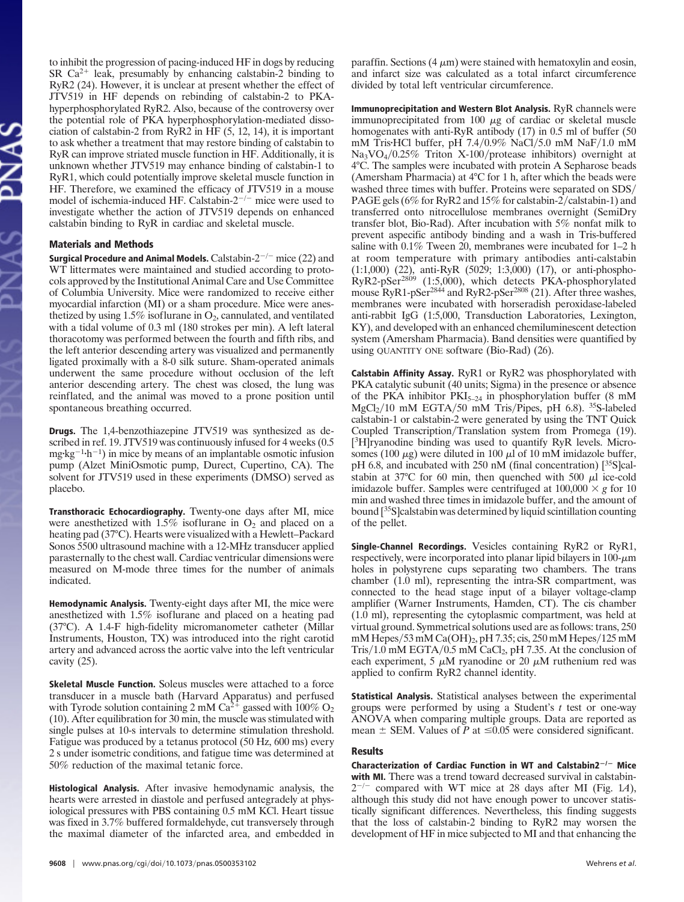to inhibit the progression of pacing-induced HF in dogs by reducing SR $Ca^{2+}$ leak, presumably by enhancing calstabin-2 binding to RyR2 (24). However, it is unclear at present whether the effect of JTV519 in HF depends on rebinding of calstabin-2 to PKA-hyperphosphorylated RyR2. Also, because of the controversy over the potential role of PKA hyperphosphorylation-mediated dissociation of calstabin-2 from RyR2 in HF (5, 12, 14), it is important to ask whether a treatment that may restore binding of calstabin to RyR can improve striated muscle function in HF. Additionally, it is unknown whether JTV519 may enhance binding of calstabin-1 to RyR1, which could potentially improve skeletal muscle function in HF. Therefore, we examined the efficacy of JTV519 in a mouse model of ischemia-induced HF. Calstabin-$2^{-/-}$ mice were used to investigate whether the action of JTV519 depends on enhanced calstabin binding to RyR in cardiac and skeletal muscle.

## Materials and Methods

**Surgical Procedure and Animal Models.** Calstabin-$2^{-/-}$ mice (22) and WT littermates were maintained and studied according to protocols approved by the Institutional Animal Care and Use Committee of Columbia University. Mice were randomized to receive either myocardial infarction (MI) or a sham procedure. Mice were anesthetized by using 1.5% isoflurane in $O_2$, cannulated, and ventilated with a tidal volume of 0.3 ml (180 strokes per min). A left lateral thoracotomy was performed between the fourth and fifth ribs, and the left anterior descending artery was visualized and permanently ligated proximally with a 8-0 silk suture. Sham-operated animals underwent the same procedure without occlusion of the left anterior descending artery. The chest was closed, the lung was reinflated, and the animal was moved to a prone position until spontaneous breathing occurred.

**Drugs.** The 1,4-benzothiazepine JTV519 was synthesized as described in ref. 19. JTV519 was continuously infused for 4 weeks (0.5 $mg \cdot kg^{-1} \cdot h^{-1}$) in mice by means of an implantable osmotic infusion pump (Alzet MiniOsmotic pump, Durect, Cupertino, CA). The solvent for JTV519 used in these experiments (DMSO) served as placebo.

**Transthoracic Echocardiography.** Twenty-one days after MI, mice were anesthetized with 1.5% isoflurane in $O_2$ and placed on a heating pad (37°C). Hearts were visualized with a Hewlett–Packard Sonos 5500 ultrasound machine with a 12-MHz transducer applied parasternally to the chest wall. Cardiac ventricular dimensions were measured on M-mode three times for the number of animals indicated.

**Hemodynamic Analysis.** Twenty-eight days after MI, the mice were anesthetized with 1.5% isoflurane and placed on a heating pad (37°C). A 1.4-F high-fidelity micromanometer catheter (Millar Instruments, Houston, TX) was introduced into the right carotid artery and advanced across the aortic valve into the left ventricular cavity (25).

**Skeletal Muscle Function.** Soleus muscles were attached to a force transducer in a muscle bath (Harvard Apparatus) and perfused with Tyrode solution containing 2 mM $Ca^{2+}$ gassed with 100% $O_2$ (10). After equilibration for 30 min, the muscle was stimulated with single pulses at 10-s intervals to determine stimulation threshold. Fatigue was produced by a tetanus protocol (50 Hz, 600 ms) every 2 s under isometric conditions, and fatigue time was determined at 50% reduction of the maximal tetanic force.

**Histological Analysis.** After invasive hemodynamic analysis, the hearts were arrested in diastole and perfused antegradely at physiological pressures with PBS containing 0.5 mM KCl. Heart tissue was fixed in 3.7% buffered formaldehyde, cut transversely through the maximal diameter of the infarcted area, and embedded in paraffin. Sections (4 $\mu$m) were stained with hematoxylin and eosin, and infarct size was calculated as a total infarct circumference divided by total left ventricular circumference.

**Immunoprecipitation and Western Blot Analysis.** RyR channels were immunoprecipitated from 100 $\mu$g of cardiac or skeletal muscle homogenates with anti-RyR antibody (17) in 0.5 ml of buffer (50 mM Tris·HCl buffer, pH 7.4/0.9% NaCl/5.0 mM NaF/1.0 mM $Na_3VO_4$/0.25% Triton X-100/protease inhibitors) overnight at 4°C. The samples were incubated with protein A Sepharose beads (Amersham Pharmacia) at 4°C for 1 h, after which the beads were washed three times with buffer. Proteins were separated on SDS/PAGE gels (6% for RyR2 and 15% for calstabin-2/calstabin-1) and transferred onto nitrocellulose membranes overnight (SemiDry transfer blot, Bio-Rad). After incubation with 5% nonfat milk to prevent aspecific antibody binding and a wash in Tris-buffered saline with 0.1% Tween 20, membranes were incubated for 1–2 h at room temperature with primary antibodies anti-calstabin (1:1,000) (22), anti-RyR (5029; 1:3,000) (17), or anti-phospho-RyR2-pSer$^{2809}$ (1:5,000), which detects PKA-phosphorylated mouse RyR1-pSer$^{2844}$ and RyR2-pSer$^{2808}$ (21). After three washes, membranes were incubated with horseradish peroxidase-labeled anti-rabbit IgG (1:5,000, Transduction Laboratories, Lexington, KY), and developed with an enhanced chemiluminescent detection system (Amersham Pharmacia). Band densities were quantified by using QUANTITY ONE software (Bio-Rad) (26).

**Calstabin Affinity Assay.** RyR1 or RyR2 was phosphorylated with PKA catalytic subunit (40 units; Sigma) in the presence or absence of the PKA inhibitor $PKI_{5-24}$ in phosphorylation buffer (8 mM $MgCl_2$/10 mM EGTA/50 mM Tris/Pipes, pH 6.8). $^{35}$S-labeled calstabin-1 or calstabin-2 were generated by using the TNT Quick Coupled Transcription/Translation system from Promega (19). [$^3$H]ryanodine binding was used to quantify RyR levels. Microsomes (100 $\mu$g) were diluted in 100 $\mu$l of 10 mM imidazole buffer, pH 6.8, and incubated with 250 nM (final concentration) [$^{35}$S]calstabin at 37°C for 60 min, then quenched with 500 $\mu$l ice-cold imidazole buffer. Samples were centrifuged at 100,000 × *g* for 10 min and washed three times in imidazole buffer, and the amount of bound [$^{35}$S]calstabin was determined by liquid scintillation counting of the pellet.

**Single-Channel Recordings.** Vesicles containing RyR2 or RyR1, respectively, were incorporated into planar lipid bilayers in 100-$\mu$m holes in polystyrene cups separating two chambers. The trans chamber (1.0 ml), representing the intra-SR compartment, was connected to the head stage input of a bilayer voltage-clamp amplifier (Warner Instruments, Hamden, CT). The cis chamber (1.0 ml), representing the cytoplasmic compartment, was held at virtual ground. Symmetrical solutions used are as follows: trans, 250 mM Hepes/53 mM $Ca(OH)_2$, pH 7.35; cis, 250 mM Hepes/125 mM Tris/1.0 mM EGTA/0.5 mM $CaCl_2$, pH 7.35. At the conclusion of each experiment, 5 $\mu$M ryanodine or 20 $\mu$M ruthenium red was applied to confirm RyR2 channel identity.

**Statistical Analysis.** Statistical analyses between the experimental groups were performed by using a Student's *t* test or one-way ANOVA when comparing multiple groups. Data are reported as mean ± SEM. Values of $P$ at $\leq$0.05 were considered significant.

## Results

**Characterization of Cardiac Function in WT and Calstabin2$^{-/-}$ Mice with MI.** There was a trend toward decreased survival in calstabin-$2^{-/-}$ compared with WT mice at 28 days after MI (Fig. 1*A*), although this study did not have enough power to uncover statistically significant differences. Nevertheless, this finding suggests that the loss of calstabin-2 binding to RyR2 may worsen the development of HF in mice subjected to MI and that enhancing the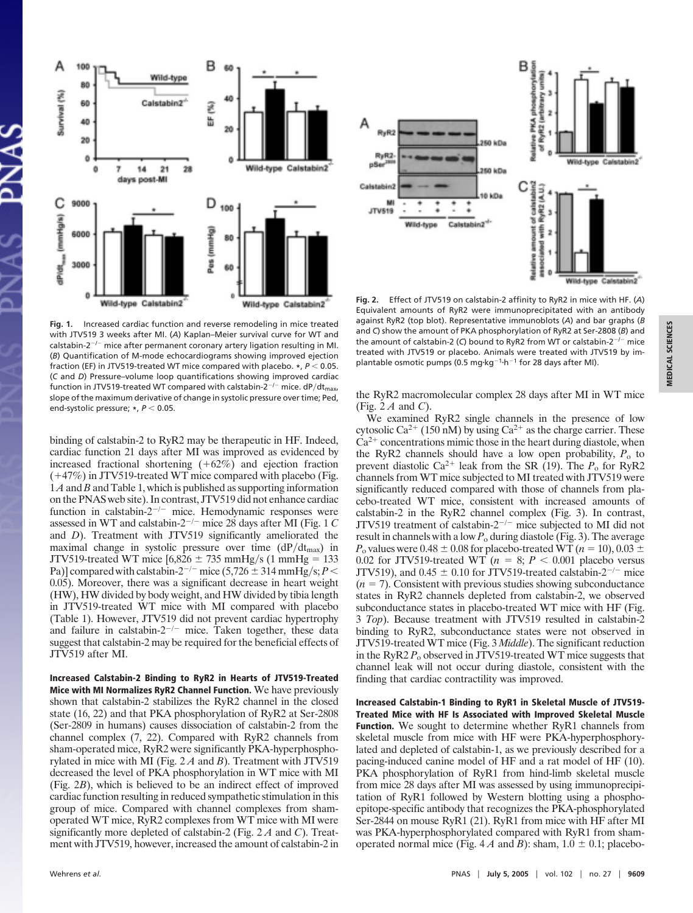**Fig. 1.** Increased cardiac function and reverse remodeling in mice treated with JTV519 3 weeks after MI. (*A*) Kaplan–Meier survival curve for WT and calstabin-2$^{-/-}$ mice after permanent coronary artery ligation resulting in MI. (*B*) Quantification of M-mode echocardiograms showing improved ejection fraction (EF) in JTV519-treated WT mice compared with placebo. *, $P < 0.05$. (*C* and *D*) Pressure–volume loop quantifications showing improved cardiac function in JTV519-treated WT compared with calstabin-2$^{-/-}$ mice. dP/dt$_{max}$, slope of the maximum derivative of change in systolic pressure over time; Ped, end-systolic pressure; *, $P < 0.05$.

binding of calstabin-2 to RyR2 may be therapeutic in HF. Indeed, cardiac function 21 days after MI was improved as evidenced by increased fractional shortening (+62%) and ejection fraction (+47%) in JTV519-treated WT mice compared with placebo (Fig. 1*A* and *B* and Table 1, which is published as supporting information on the PNAS web site). In contrast, JTV519 did not enhance cardiac function in calstabin-2$^{-/-}$ mice. Hemodynamic responses were assessed in WT and calstabin-2$^{-/-}$ mice 28 days after MI (Fig. 1 *C* and *D*). Treatment with JTV519 significantly ameliorated the maximal change in systolic pressure over time (dP/dt$_{max}$) in JTV519-treated WT mice [6,826 ± 735 mmHg/s (1 mmHg = 133 Pa)] compared with calstabin-2$^{-/-}$ mice (5,726 ± 314 mmHg/s; $P <$ 0.05). Moreover, there was a significant decrease in heart weight (HW), HW divided by body weight, and HW divided by tibia length in JTV519-treated WT mice with MI compared with placebo (Table 1). However, JTV519 did not prevent cardiac hypertrophy and failure in calstabin-2$^{-/-}$ mice. Taken together, these data suggest that calstabin-2 may be required for the beneficial effects of JTV519 after MI.

**Increased Calstabin-2 Binding to RyR2 in Hearts of JTV519-Treated Mice with MI Normalizes RyR2 Channel Function.** We have previously shown that calstabin-2 stabilizes the RyR2 channel in the closed state (16, 22) and that PKA phosphorylation of RyR2 at Ser-2808 (Ser-2809 in humans) causes dissociation of calstabin-2 from the channel complex (7, 22). Compared with RyR2 channels from sham-operated mice, RyR2 were significantly PKA-hyperphosphorylated in mice with MI (Fig. 2 *A* and *B*). Treatment with JTV519 decreased the level of PKA phosphorylation in WT mice with MI (Fig. 2*B*), which is believed to be an indirect effect of improved cardiac function resulting in reduced sympathetic stimulation in this group of mice. Compared with channel complexes from sham-operated WT mice, RyR2 complexes from WT mice with MI were significantly more depleted of calstabin-2 (Fig. 2 *A* and *C*). Treatment with JTV519, however, increased the amount of calstabin-2 in the RyR2 macromolecular complex 28 days after MI in WT mice (Fig. 2 *A* and *C*).

**Fig. 2.** Effect of JTV519 on calstabin-2 affinity to RyR2 in mice with HF. (*A*) Equivalent amounts of RyR2 were immunoprecipitated with an antibody against RyR2 (top blot). Representative immunoblots (*A*) and bar graphs (*B* and *C*) show the amount of PKA phosphorylation of RyR2 at Ser-2808 (*B*) and the amount of calstabin-2 (*C*) bound to RyR2 from WT or calstabin-2$^{-/-}$ mice treated with JTV519 or placebo. Animals were treated with JTV519 by implantable osmotic pumps (0.5 mg·kg$^{-1}$·h$^{-1}$ for 28 days after MI).

We examined RyR2 single channels in the presence of low cytosolic $Ca^{2+}$ (150 nM) by using $Ca^{2+}$ as the charge carrier. These $Ca^{2+}$ concentrations mimic those in the heart during diastole, when the RyR2 channels should have a low open probability, $P_o$ to prevent diastolic $Ca^{2+}$ leak from the SR (19). The $P_o$ for RyR2 channels from WT mice subjected to MI treated with JTV519 were significantly reduced compared with those of channels from placebo-treated WT mice, consistent with increased amounts of calstabin-2 in the RyR2 channel complex (Fig. 3). In contrast, JTV519 treatment of calstabin-2$^{-/-}$ mice subjected to MI did not result in channels with a low $P_o$ during diastole (Fig. 3). The average $P_o$ values were 0.48 ± 0.08 for placebo-treated WT ($n$ = 10), 0.03 ± 0.02 for JTV519-treated WT ($n$ = 8; $P <$ 0.001 placebo versus JTV519), and 0.45 ± 0.10 for JTV519-treated calstabin-2$^{-/-}$ mice ($n$ = 7). Consistent with previous studies showing subconductance states in RyR2 channels depleted from calstabin-2, we observed subconductance states in placebo-treated WT mice with HF (Fig. 3 *Top*). Because treatment with JTV519 resulted in calstabin-2 binding to RyR2, subconductance states were not observed in JTV519-treated WT mice (Fig. 3 *Middle*). The significant reduction in the RyR2 $P_o$ observed in JTV519-treated WT mice suggests that channel leak will not occur during diastole, consistent with the finding that cardiac contractility was improved.

**Increased Calstabin-1 Binding to RyR1 in Skeletal Muscle of JTV519-Treated Mice with HF Is Associated with Improved Skeletal Muscle Function.** We sought to determine whether RyR1 channels from skeletal muscle from mice with HF were PKA-hyperphosphorylated and depleted of calstabin-1, as we previously described for a pacing-induced canine model of HF and a rat model of HF (10). PKA phosphorylation of RyR1 from hind-limb skeletal muscle from mice 28 days after MI was assessed by using immunoprecipitation of RyR1 followed by Western blotting using a phosphoepitope-specific antibody that recognizes the PKA-phosphorylated Ser-2844 on mouse RyR1 (21). RyR1 from mice with HF after MI was PKA-hyperphosphorylated compared with RyR1 from sham-operated normal mice (Fig. 4 *A* and *B*): sham, 1.0 ± 0.1; placebo-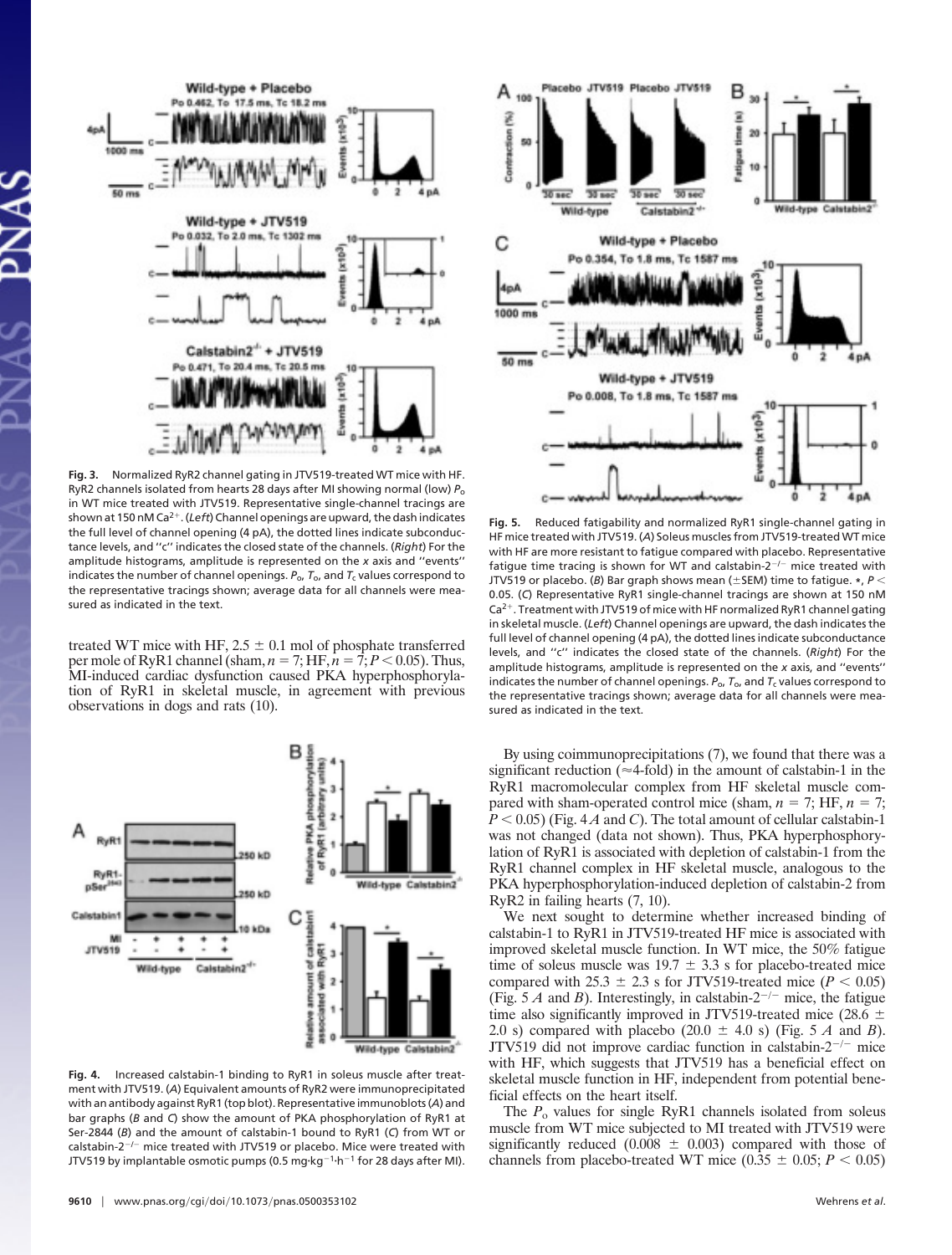**Fig. 3.** Normalized RyR2 channel gating in JTV519-treated WT mice with HF. RyR2 channels isolated from hearts 28 days after MI showing normal (low) $P_o$ in WT mice treated with JTV519. Representative single-channel tracings are shown at 150 nM $Ca^{2+}$. (*Left*) Channel openings are upward, the dash indicates the full level of channel opening (4 pA), the dotted lines indicate subconductance levels, and ''c'' indicates the closed state of the channels. (*Right*) For the amplitude histograms, amplitude is represented on the *x* axis and ''events'' indicates the number of channel openings. $P_o$, $T_o$, and $T_c$ values correspond to the representative tracings shown; average data for all channels were measured as indicated in the text.

treated WT mice with HF, 2.5 ± 0.1 mol of phosphate transferred per mole of RyR1 channel (sham, $n = 7$; HF, $n = 7$; $P < 0.05$). Thus, MI-induced cardiac dysfunction caused PKA hyperphosphorylation of RyR1 in skeletal muscle, in agreement with previous observations in dogs and rats (10).

**Fig. 4.** Increased calstabin-1 binding to RyR1 in soleus muscle after treatment with JTV519. (*A*) Equivalent amounts of RyR2 were immunoprecipitated with an antibody against RyR1 (top blot). Representative immunoblots (*A*) and bar graphs (*B* and *C*) show the amount of PKA phosphorylation of RyR1 at Ser-2844 (*B*) and the amount of calstabin-1 bound to RyR1 (*C*) from WT or calstabin-2$^{-/-}$ mice treated with JTV519 or placebo. Mice were treated with JTV519 by implantable osmotic pumps (0.5 mg·kg$^{-1}$·h$^{-1}$ for 28 days after MI).

**Fig. 5.** Reduced fatigability and normalized RyR1 single-channel gating in HF mice treated with JTV519. (*A*) Soleus muscles from JTV519-treated WT mice with HF are more resistant to fatigue compared with placebo. Representative fatigue time tracing is shown for WT and calstabin-2$^{-/-}$ mice treated with JTV519 or placebo. (*B*) Bar graph shows mean (±SEM) time to fatigue. *, $P < 0.05$. (*C*) Representative RyR1 single-channel tracings are shown at 150 nM $Ca^{2+}$. Treatment with JTV519 of mice with HF normalized RyR1 channel gating in skeletal muscle. (*Left*) Channel openings are upward, the dash indicates the full level of channel opening (4 pA), the dotted lines indicate subconductance levels, and ''c'' indicates the closed state of the channels. (*Right*) For the amplitude histograms, amplitude is represented on the *x* axis, and ''events'' indicates the number of channel openings. $P_o$, $T_o$, and $T_c$ values correspond to the representative tracings shown; average data for all channels were measured as indicated in the text.

By using coimmunoprecipitations (7), we found that there was a significant reduction (≈4-fold) in the amount of calstabin-1 in the RyR1 macromolecular complex from HF skeletal muscle compared with sham-operated control mice (sham, $n = 7$; HF, $n = 7$; $P < 0.05$) (Fig. 4 *A* and *C*). The total amount of cellular calstabin-1 was not changed (data not shown). Thus, PKA hyperphosphorylation of RyR1 is associated with depletion of calstabin-1 from the RyR1 channel complex in HF skeletal muscle, analogous to the PKA hyperphosphorylation-induced depletion of calstabin-2 from RyR2 in failing hearts (7, 10).

We next sought to determine whether increased binding of calstabin-1 to RyR1 in JTV519-treated HF mice is associated with improved skeletal muscle function. In WT mice, the 50% fatigue time of soleus muscle was 19.7 ± 3.3 s for placebo-treated mice compared with 25.3 ± 2.3 s for JTV519-treated mice ($P < 0.05$) (Fig. 5 *A* and *B*). Interestingly, in calstabin-2$^{-/-}$ mice, the fatigue time also significantly improved in JTV519-treated mice (28.6 ± 2.0 s) compared with placebo (20.0 ± 4.0 s) (Fig. 5 *A* and *B*). JTV519 did not improve cardiac function in calstabin-2$^{-/-}$ mice with HF, which suggests that JTV519 has a beneficial effect on skeletal muscle function in HF, independent from potential beneficial effects on the heart itself.

The $P_o$ values for single RyR1 channels isolated from soleus muscle from WT mice subjected to MI treated with JTV519 were significantly reduced (0.008 ± 0.003) compared with those of channels from placebo-treated WT mice (0.35 ± 0.05; $P < 0.05$)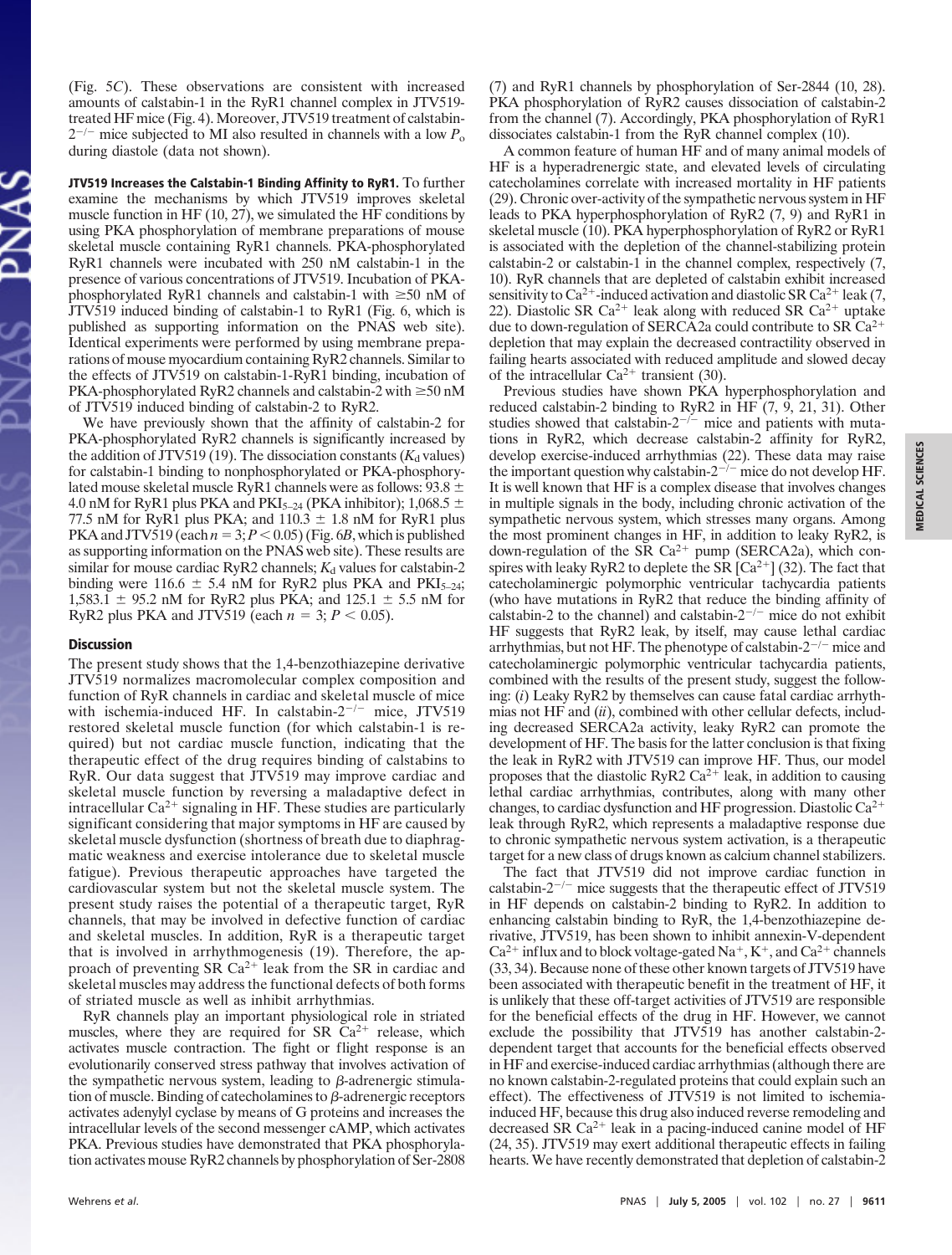(Fig. 5*C*). These observations are consistent with increased amounts of calstabin-1 in the RyR1 channel complex in JTV519-treated HF mice (Fig. 4). Moreover, JTV519 treatment of calstabin-$2^{-/-}$ mice subjected to MI also resulted in channels with a low $P_o$ during diastole (data not shown).

**JTV519 Increases the Calstabin-1 Binding Affinity to RyR1.** To further examine the mechanisms by which JTV519 improves skeletal muscle function in HF (10, 27), we simulated the HF conditions by using PKA phosphorylation of membrane preparations of mouse skeletal muscle containing RyR1 channels. PKA-phosphorylated RyR1 channels were incubated with 250 nM calstabin-1 in the presence of various concentrations of JTV519. Incubation of PKA-phosphorylated RyR1 channels and calstabin-1 with ≥50 nM of JTV519 induced binding of calstabin-1 to RyR1 (Fig. 6, which is published as supporting information on the PNAS web site). Identical experiments were performed by using membrane preparations of mouse myocardium containing RyR2 channels. Similar to the effects of JTV519 on calstabin-1-RyR1 binding, incubation of PKA-phosphorylated RyR2 channels and calstabin-2 with ≥50 nM of JTV519 induced binding of calstabin-2 to RyR2.

We have previously shown that the affinity of calstabin-2 for PKA-phosphorylated RyR2 channels is significantly increased by the addition of JTV519 (19). The dissociation constants ($K_d$ values) for calstabin-1 binding to nonphosphorylated or PKA-phosphorylated mouse skeletal muscle RyR1 channels were as follows: 93.8 ± 4.0 nM for RyR1 plus PKA and $PKI_{5-24}$ (PKA inhibitor); 1,068.5 ± 77.5 nM for RyR1 plus PKA; and 110.3 ± 1.8 nM for RyR1 plus PKA and JTV519 (each $n = 3$; $P < 0.05$) (Fig. 6*B*, which is published as supporting information on the PNAS web site). These results are similar for mouse cardiac RyR2 channels; $K_d$ values for calstabin-2 binding were 116.6 ± 5.4 nM for RyR2 plus PKA and $PKI_{5-24}$; 1,583.1 ± 95.2 nM for RyR2 plus PKA; and 125.1 ± 5.5 nM for RyR2 plus PKA and JTV519 (each $n = 3$; $P < 0.05$).

## Discussion

The present study shows that the 1,4-benzothiazepine derivative JTV519 normalizes macromolecular complex composition and function of RyR channels in cardiac and skeletal muscle of mice with ischemia-induced HF. In calstabin-$2^{-/-}$ mice, JTV519 restored skeletal muscle function (for which calstabin-1 is required) but not cardiac muscle function, indicating that the therapeutic effect of the drug requires binding of calstabins to RyR. Our data suggest that JTV519 may improve cardiac and skeletal muscle function by reversing a maladaptive defect in intracellular $Ca^{2+}$ signaling in HF. These studies are particularly significant considering that major symptoms in HF are caused by skeletal muscle dysfunction (shortness of breath due to diaphragmatic weakness and exercise intolerance due to skeletal muscle fatigue). Previous therapeutic approaches have targeted the cardiovascular system but not the skeletal muscle system. The present study raises the potential of a therapeutic target, RyR channels, that may be involved in defective function of cardiac and skeletal muscles. In addition, RyR is a therapeutic target that is involved in arrhythmogenesis (19). Therefore, the approach of preventing SR $Ca^{2+}$ leak from the SR in cardiac and skeletal muscles may address the functional defects of both forms of striated muscle as well as inhibit arrhythmias.

RyR channels play an important physiological role in striated muscles, where they are required for SR $Ca^{2+}$ release, which activates muscle contraction. The fight or flight response is an evolutionarily conserved stress pathway that involves activation of the sympathetic nervous system, leading to β-adrenergic stimulation of muscle. Binding of catecholamines to β-adrenergic receptors activates adenylyl cyclase by means of G proteins and increases the intracellular levels of the second messenger cAMP, which activates PKA. Previous studies have demonstrated that PKA phosphorylation activates mouse RyR2 channels by phosphorylation of Ser-2808 (7) and RyR1 channels by phosphorylation of Ser-2844 (10, 28). PKA phosphorylation of RyR2 causes dissociation of calstabin-2 from the channel (7). Accordingly, PKA phosphorylation of RyR1 dissociates calstabin-1 from the RyR channel complex (10).

A common feature of human HF and of many animal models of HF is a hyperadrenergic state, and elevated levels of circulating catecholamines correlate with increased mortality in HF patients (29). Chronic over-activity of the sympathetic nervous system in HF leads to PKA hyperphosphorylation of RyR2 (7, 9) and RyR1 in skeletal muscle (10). PKA hyperphosphorylation of RyR2 or RyR1 is associated with the depletion of the channel-stabilizing protein calstabin-2 or calstabin-1 in the channel complex, respectively (7, 10). RyR channels that are depleted of calstabin exhibit increased sensitivity to $Ca^{2+}$-induced activation and diastolic SR $Ca^{2+}$ leak (7, 22). Diastolic SR $Ca^{2+}$ leak along with reduced SR $Ca^{2+}$ uptake due to down-regulation of SERCA2a could contribute to SR $Ca^{2+}$ depletion that may explain the decreased contractility observed in failing hearts associated with reduced amplitude and slowed decay of the intracellular $Ca^{2+}$ transient (30).

Previous studies have shown PKA hyperphosphorylation and reduced calstabin-2 binding to RyR2 in HF (7, 9, 21, 31). Other studies showed that calstabin-$2^{-/-}$ mice and patients with mutations in RyR2, which decrease calstabin-2 affinity for RyR2, develop exercise-induced arrhythmias (22). These data may raise the important question why calstabin-$2^{-/-}$ mice do not develop HF. It is well known that HF is a complex disease that involves changes in multiple signals in the body, including chronic activation of the sympathetic nervous system, which stresses many organs. Among the most prominent changes in HF, in addition to leaky RyR2, is down-regulation of the SR $Ca^{2+}$ pump (SERCA2a), which conspires with leaky RyR2 to deplete the SR $[Ca^{2+}]$ (32). The fact that catecholaminergic polymorphic ventricular tachycardia patients (who have mutations in RyR2 that reduce the binding affinity of calstabin-2 to the channel) and calstabin-$2^{-/-}$ mice do not exhibit HF suggests that RyR2 leak, by itself, may cause lethal cardiac arrhythmias, but not HF. The phenotype of calstabin-$2^{-/-}$ mice and catecholaminergic polymorphic ventricular tachycardia patients, combined with the results of the present study, suggest the following: (*i*) Leaky RyR2 by themselves can cause fatal cardiac arrhythmias not HF and (*ii*), combined with other cellular defects, including decreased SERCA2a activity, leaky RyR2 can promote the development of HF. The basis for the latter conclusion is that fixing the leak in RyR2 with JTV519 can improve HF. Thus, our model proposes that the diastolic RyR2 $Ca^{2+}$ leak, in addition to causing lethal cardiac arrhythmias, contributes, along with many other changes, to cardiac dysfunction and HF progression. Diastolic $Ca^{2+}$ leak through RyR2, which represents a maladaptive response due to chronic sympathetic nervous system activation, is a therapeutic target for a new class of drugs known as calcium channel stabilizers.

The fact that JTV519 did not improve cardiac function in calstabin-$2^{-/-}$ mice suggests that the therapeutic effect of JTV519 in HF depends on calstabin-2 binding to RyR2. In addition to enhancing calstabin binding to RyR, the 1,4-benzothiazepine derivative, JTV519, has been shown to inhibit annexin-V-dependent $Ca^{2+}$ influx and to block voltage-gated $Na^{+}$, $K^{+}$, and $Ca^{2+}$ channels (33, 34). Because none of these other known targets of JTV519 have been associated with therapeutic benefit in the treatment of HF, it is unlikely that these off-target activities of JTV519 are responsible for the beneficial effects of the drug in HF. However, we cannot exclude the possibility that JTV519 has another calstabin-2-dependent target that accounts for the beneficial effects observed in HF and exercise-induced cardiac arrhythmias (although there are no known calstabin-2-regulated proteins that could explain such an effect). The effectiveness of JTV519 is not limited to ischemia-induced HF, because this drug also induced reverse remodeling and decreased SR $Ca^{2+}$ leak in a pacing-induced canine model of HF (24, 35). JTV519 may exert additional therapeutic effects in failing hearts. We have recently demonstrated that depletion of calstabin-2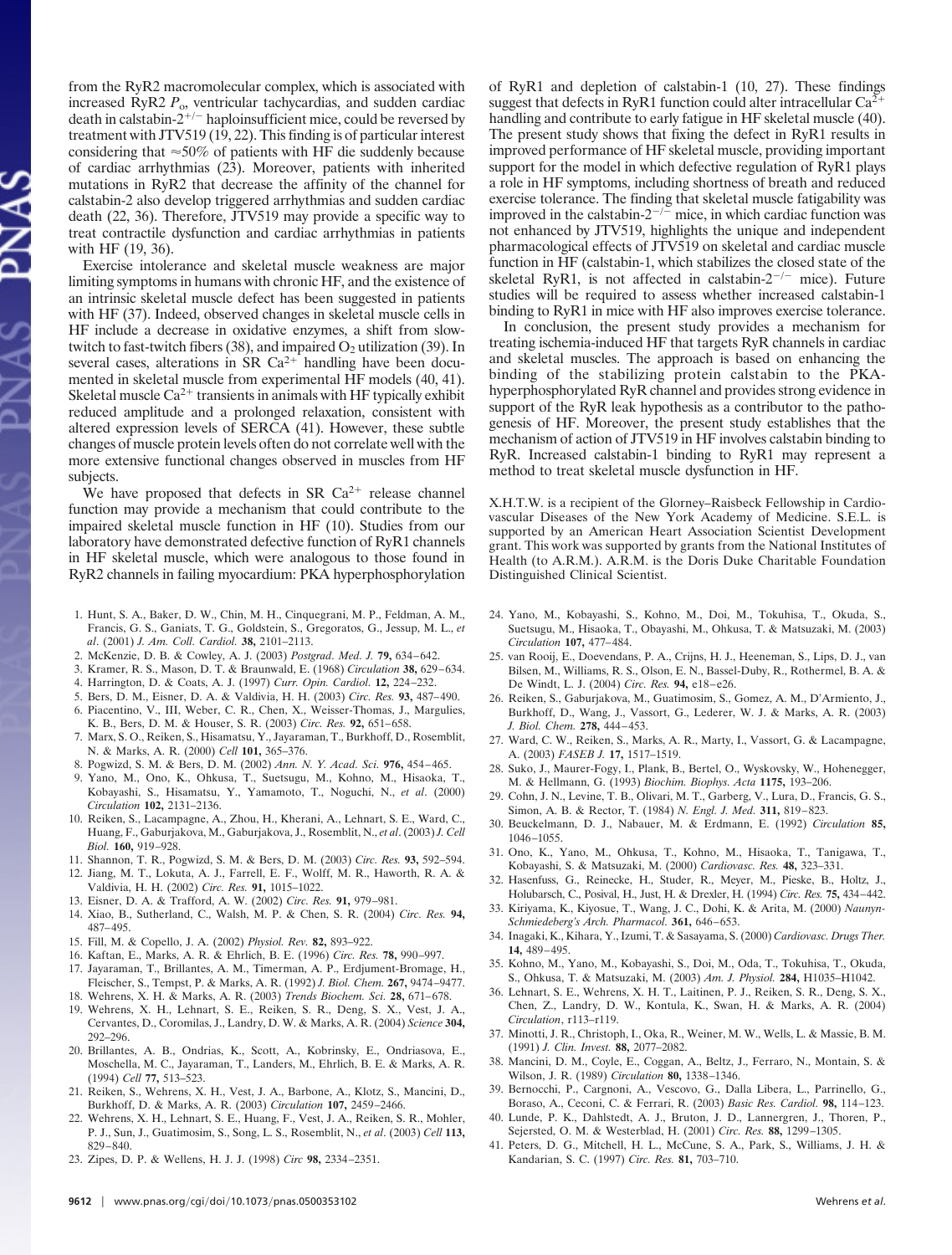from the RyR2 macromolecular complex, which is associated with increased RyR2 $P_o$, ventricular tachycardias, and sudden cardiac death in calstabin-2$^{+/-}$ haploinsufficient mice, could be reversed by treatment with JTV519 (19, 22). This finding is of particular interest considering that ≈50% of patients with HF die suddenly because of cardiac arrhythmias (23). Moreover, patients with inherited mutations in RyR2 that decrease the affinity of the channel for calstabin-2 also develop triggered arrhythmias and sudden cardiac death (22, 36). Therefore, JTV519 may provide a specific way to treat contractile dysfunction and cardiac arrhythmias in patients with HF (19, 36).

Exercise intolerance and skeletal muscle weakness are major limiting symptoms in humans with chronic HF, and the existence of an intrinsic skeletal muscle defect has been suggested in patients with HF (37). Indeed, observed changes in skeletal muscle cells in HF include a decrease in oxidative enzymes, a shift from slow-twitch to fast-twitch fibers (38), and impaired $O_2$ utilization (39). In several cases, alterations in SR $Ca^{2+}$ handling have been documented in skeletal muscle from experimental HF models (40, 41). Skeletal muscle $Ca^{2+}$ transients in animals with HF typically exhibit reduced amplitude and a prolonged relaxation, consistent with altered expression levels of SERCA (41). However, these subtle changes of muscle protein levels often do not correlate well with the more extensive functional changes observed in muscles from HF subjects.

We have proposed that defects in SR $Ca^{2+}$ release channel function may provide a mechanism that could contribute to the impaired skeletal muscle function in HF (10). Studies from our laboratory have demonstrated defective function of RyR1 channels in HF skeletal muscle, which were analogous to those found in RyR2 channels in failing myocardium: PKA hyperphosphorylation of RyR1 and depletion of calstabin-1 (10, 27). These findings suggest that defects in RyR1 function could alter intracellular $Ca^{2+}$ handling and contribute to early fatigue in HF skeletal muscle (40). The present study shows that fixing the defect in RyR1 results in improved performance of HF skeletal muscle, providing important support for the model in which defective regulation of RyR1 plays a role in HF symptoms, including shortness of breath and reduced exercise tolerance. The finding that skeletal muscle fatigability was improved in the calstabin-2$^{-/-}$ mice, in which cardiac function was not enhanced by JTV519, highlights the unique and independent pharmacological effects of JTV519 on skeletal and cardiac muscle function in HF (calstabin-1, which stabilizes the closed state of the skeletal RyR1, is not affected in calstabin-2$^{-/-}$ mice). Future studies will be required to assess whether increased calstabin-1 binding to RyR1 in mice with HF also improves exercise tolerance.

In conclusion, the present study provides a mechanism for treating ischemia-induced HF that targets RyR channels in cardiac and skeletal muscles. The approach is based on enhancing the binding of the stabilizing protein calstabin to the PKA-hyperphosphorylated RyR channel and provides strong evidence in support of the RyR leak hypothesis as a contributor to the pathogenesis of HF. Moreover, the present study establishes that the mechanism of action of JTV519 in HF involves calstabin binding to RyR. Increased calstabin-1 binding to RyR1 may represent a method to treat skeletal muscle dysfunction in HF.

X.H.T.W. is a recipient of the Glorney–Raisbeck Fellowship in Cardiovascular Diseases of the New York Academy of Medicine. S.E.L. is supported by an American Heart Association Scientist Development grant. This work was supported by grants from the National Institutes of Health (to A.R.M.). A.R.M. is the Doris Duke Charitable Foundation Distinguished Clinical Scientist.

1. Hunt, S. A., Baker, D. W., Chin, M. H., Cinquegrani, M. P., Feldman, A. M., Francis, G. S., Ganiats, T. G., Goldstein, S., Gregoratos, G., Jessup, M. L., *et al*. (2001) *J. Am. Coll. Cardiol.* **38,** 2101–2113.
2. McKenzie, D. B. & Cowley, A. J. (2003) *Postgrad. Med. J.* **79,** 634–642.
3. Kramer, R. S., Mason, D. T. & Braunwald, E. (1968) *Circulation* **38,** 629–634.
4. Harrington, D. & Coats, A. J. (1997) *Curr. Opin. Cardiol.* **12,** 224–232.
5. Bers, D. M., Eisner, D. A. & Valdivia, H. H. (2003) *Circ. Res.* **93,** 487–490.
6. Piacentino, V., III, Weber, C. R., Chen, X., Weisser-Thomas, J., Margulies, K. B., Bers, D. M. & Houser, S. R. (2003) *Circ. Res.* **92,** 651–658.
7. Marx, S. O., Reiken, S., Hisamatsu, Y., Jayaraman, T., Burkhoff, D., Rosemblit, N. & Marks, A. R. (2000) *Cell* **101,** 365–376.
8. Pogwizd, S. M. & Bers, D. M. (2002) *Ann. N. Y. Acad. Sci.* **976,** 454–465.
9. Yano, M., Ono, K., Ohkusa, T., Suetsugu, M., Kohno, M., Hisaoka, T., Kobayashi, S., Hisamatsu, Y., Yamamoto, T., Noguchi, N., *et al*. (2000) *Circulation* **102,** 2131–2136.
10. Reiken, S., Lacampagne, A., Zhou, H., Kherani, A., Lehnart, S. E., Ward, C., Huang, F., Gaburjakova, M., Gaburjakova, J., Rosemblit, N., *et al*. (2003) *J. Cell Biol.* **160,** 919–928.
11. Shannon, T. R., Pogwizd, S. M. & Bers, D. M. (2003) *Circ. Res.* **93,** 592–594.
12. Jiang, M. T., Lokuta, A. J., Farrell, E. F., Wolff, M. R., Haworth, R. A. & Valdivia, H. H. (2002) *Circ. Res.* **91,** 1015–1022.
13. Eisner, D. A. & Trafford, A. W. (2002) *Circ. Res.* **91,** 979–981.
14. Xiao, B., Sutherland, C., Walsh, M. P. & Chen, S. R. (2004) *Circ. Res.* **94,** 487–495.
15. Fill, M. & Copello, J. A. (2002) *Physiol. Rev.* **82,** 893–922.
16. Kaftan, E., Marks, A. R. & Ehrlich, B. E. (1996) *Circ. Res.* **78,** 990–997.
17. Jayaraman, T., Brillantes, A. M., Timerman, A. P., Erdjument-Bromage, H., Fleischer, S., Tempst, P. & Marks, A. R. (1992) *J. Biol. Chem.* **267,** 9474–9477.
18. Wehrens, X. H. & Marks, A. R. (2003) *Trends Biochem. Sci.* **28,** 671–678.
19. Wehrens, X. H., Lehnart, S. E., Reiken, S. R., Deng, S. X., Vest, J. A., Cervantes, D., Coromilas, J., Landry, D. W. & Marks, A. R. (2004) *Science* **304,** 292–296.
20. Brillantes, A. B., Ondrias, K., Scott, A., Kobrinsky, E., Ondriasova, E., Moschella, M. C., Jayaraman, T., Landers, M., Ehrlich, B. E. & Marks, A. R. (1994) *Cell* **77,** 513–523.
21. Reiken, S., Wehrens, X. H., Vest, J. A., Barbone, A., Klotz, S., Mancini, D., Burkhoff, D. & Marks, A. R. (2003) *Circulation* **107,** 2459–2466.
22. Wehrens, X. H., Lehnart, S. E., Huang, F., Vest, J. A., Reiken, S. R., Mohler, P. J., Sun, J., Guatimosim, S., Song, L. S., Rosemblit, N., *et al*. (2003) *Cell* **113,** 829–840.
23. Zipes, D. P. & Wellens, H. J. J. (1998) *Circ* **98,** 2334–2351.
24. Yano, M., Kobayashi, S., Kohno, M., Doi, M., Tokuhisa, T., Okuda, S., Suetsugu, M., Hisaoka, T., Obayashi, M., Ohkusa, T. & Matsuzaki, M. (2003) *Circulation* **107,** 477–484.
25. van Rooij, E., Doevendans, P. A., Crijns, H. J., Heeneman, S., Lips, D. J., van Bilsen, M., Williams, R. S., Olson, E. N., Bassel-Duby, R., Rothermel, B. A. & De Windt, L. J. (2004) *Circ. Res.* **94,** e18–e26.
26. Reiken, S., Gaburjakova, M., Guatimosim, S., Gomez, A. M., D'Armiento, J., Burkhoff, D., Wang, J., Vassort, G., Lederer, W. J. & Marks, A. R. (2003) *J. Biol. Chem.* **278,** 444–453.
27. Ward, C. W., Reiken, S., Marks, A. R., Marty, I., Vassort, G. & Lacampagne, A. (2003) *FASEB J.* **17,** 1517–1519.
28. Suko, J., Maurer-Fogy, I., Plank, B., Bertel, O., Wyskovsky, W., Hohenegger, M. & Hellmann, G. (1993) *Biochim. Biophys. Acta* **1175,** 193–206.
29. Cohn, J. N., Levine, T. B., Olivari, M. T., Garberg, V., Lura, D., Francis, G. S., Simon, A. B. & Rector, T. (1984) *N. Engl. J. Med.* **311,** 819–823.
30. Beuckelmann, D. J., Nabauer, M. & Erdmann, E. (1992) *Circulation* **85,** 1046–1055.
31. Ono, K., Yano, M., Ohkusa, T., Kohno, M., Hisaoka, T., Tanigawa, T., Kobayashi, S. & Matsuzaki, M. (2000) *Cardiovasc. Res.* **48,** 323–331.
32. Hasenfuss, G., Reinecke, H., Studer, R., Meyer, M., Pieske, B., Holtz, J., Holubarsch, C., Posival, H., Just, H. & Drexler, H. (1994) *Circ. Res.* **75,** 434–442.
33. Kiriyama, K., Kiyosue, T., Wang, J. C., Dohi, K. & Arita, M. (2000) *Naunyn-Schmiedeberg's Arch. Pharmacol.* **361,** 646–653.
34. Inagaki, K., Kihara, Y., Izumi, T. & Sasayama, S. (2000) *Cardiovasc. Drugs Ther.* **14,** 489–495.
35. Kohno, M., Yano, M., Kobayashi, S., Doi, M., Oda, T., Tokuhisa, T., Okuda, S., Ohkusa, T. & Matsuzaki, M. (2003) *Am. J. Physiol.* **284,** H1035–H1042.
36. Lehnart, S. E., Wehrens, X. H. T., Laitinen, P. J., Reiken, S. R., Deng, S. X., Chen, Z., Landry, D. W., Kontula, K., Swan, H. & Marks, A. R. (2004) *Circulation*, r113–r119.
37. Minotti, J. R., Christoph, I., Oka, R., Weiner, M. W., Wells, L. & Massie, B. M. (1991) *J. Clin. Invest.* **88,** 2077–2082.
38. Mancini, D. M., Coyle, E., Coggan, A., Beltz, J., Ferraro, N., Montain, S. & Wilson, J. R. (1989) *Circulation* **80,** 1338–1346.
39. Bernocchi, P., Cargnoni, A., Vescovo, G., Dalla Libera, L., Parrinello, G., Boraso, A., Ceconi, C. & Ferrari, R. (2003) *Basic Res. Cardiol.* **98,** 114–123.
40. Lunde, P. K., Dahlstedt, A. J., Bruton, J. D., Lannergren, J., Thoren, P., Sejersted, O. M. & Westerblad, H. (2001) *Circ. Res.* **88,** 1299–1305.
41. Peters, D. G., Mitchell, H. L., McCune, S. A., Park, S., Williams, J. H. & Kandarian, S. C. (1997) *Circ. Res.* **81,** 703–710.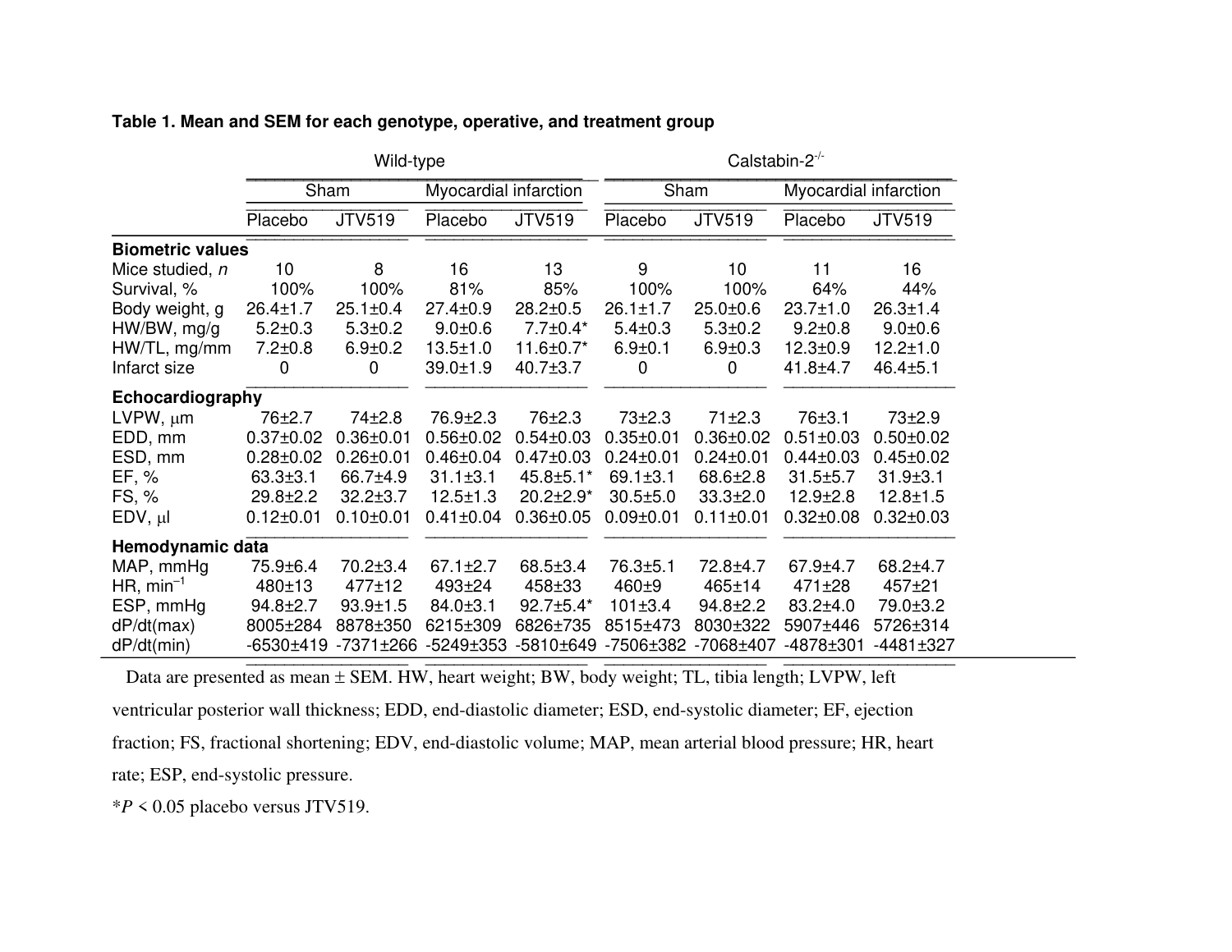**Table 1. Mean and SEM for each genotype, operative, and treatment group**

| | Wild-type | | | | Calstabin-2$^{-/-}$ | | | |
|---|---|---|---|---|---|---|---|---|
| | Sham | | Myocardial infarction | | Sham | | Myocardial infarction | |
| | Placebo | JTV519 | Placebo | JTV519 | Placebo | JTV519 | Placebo | JTV519 |
| **Biometric values** | | | | | | | | |
| Mice studied, *n* | 10 | 8 | 16 | 13 | 9 | 10 | 11 | 16 |
| Survival, % | 100% | 100% | 81% | 85% | 100% | 100% | 64% | 44% |
| Body weight, g | 26.4±1.7 | 25.1±0.4 | 27.4±0.9 | 28.2±0.5 | 26.1±1.7 | 25.0±0.6 | 23.7±1.0 | 26.3±1.4 |
| HW/BW, mg/g | 5.2±0.3 | 5.3±0.2 | 9.0±0.6 | 7.7±0.4* | 5.4±0.3 | 5.3±0.2 | 9.2±0.8 | 9.0±0.6 |
| HW/TL, mg/mm | 7.2±0.8 | 6.9±0.2 | 13.5±1.0 | 11.6±0.7* | 6.9±0.1 | 6.9±0.3 | 12.3±0.9 | 12.2±1.0 |
| Infarct size | 0 | 0 | 39.0±1.9 | 40.7±3.7 | 0 | 0 | 41.8±4.7 | 46.4±5.1 |
| **Echocardiography** | | | | | | | | |
| LVPW, μm | 76±2.7 | 74±2.8 | 76.9±2.3 | 76±2.3 | 73±2.3 | 71±2.3 | 76±3.1 | 73±2.9 |
| EDD, mm | 0.37±0.02 | 0.36±0.01 | 0.56±0.02 | 0.54±0.03 | 0.35±0.01 | 0.36±0.02 | 0.51±0.03 | 0.50±0.02 |
| ESD, mm | 0.28±0.02 | 0.26±0.01 | 0.46±0.04 | 0.47±0.03 | 0.24±0.01 | 0.24±0.01 | 0.44±0.03 | 0.45±0.02 |
| EF, % | 63.3±3.1 | 66.7±4.9 | 31.1±3.1 | 45.8±5.1* | 69.1±3.1 | 68.6±2.8 | 31.5±5.7 | 31.9±3.1 |
| FS, % | 29.8±2.2 | 32.2±3.7 | 12.5±1.3 | 20.2±2.9* | 30.5±5.0 | 33.3±2.0 | 12.9±2.8 | 12.8±1.5 |
| EDV, μl | 0.12±0.01 | 0.10±0.01 | 0.41±0.04 | 0.36±0.05 | 0.09±0.01 | 0.11±0.01 | 0.32±0.08 | 0.32±0.03 |
| **Hemodynamic data** | | | | | | | | |
| MAP, mmHg | 75.9±6.4 | 70.2±3.4 | 67.1±2.7 | 68.5±3.4 | 76.3±5.1 | 72.8±4.7 | 67.9±4.7 | 68.2±4.7 |
| HR, min$^{-1}$ | 480±13 | 477±12 | 493±24 | 458±33 | 460±9 | 465±14 | 471±28 | 457±21 |
| ESP, mmHg | 94.8±2.7 | 93.9±1.5 | 84.0±3.1 | 92.7±5.4* | 101±3.4 | 94.8±2.2 | 83.2±4.0 | 79.0±3.2 |
| dP/dt(max) | 8005±284 | 8878±350 | 6215±309 | 6826±735 | 8515±473 | 8030±322 | 5907±446 | 5726±314 |
| dP/dt(min) | -6530±419 | -7371±266 | -5249±353 | -5810±649 | -7506±382 | -7068±407 | -4878±301 | -4481±327 |

Data are presented as mean ± SEM. HW, heart weight; BW, body weight; TL, tibia length; LVPW, left ventricular posterior wall thickness; EDD, end-diastolic diameter; ESD, end-systolic diameter; EF, ejection fraction; FS, fractional shortening; EDV, end-diastolic volume; MAP, mean arterial blood pressure; HR, heart rate; ESP, end-systolic pressure.

*$P < 0.05$ placebo versus JTV519.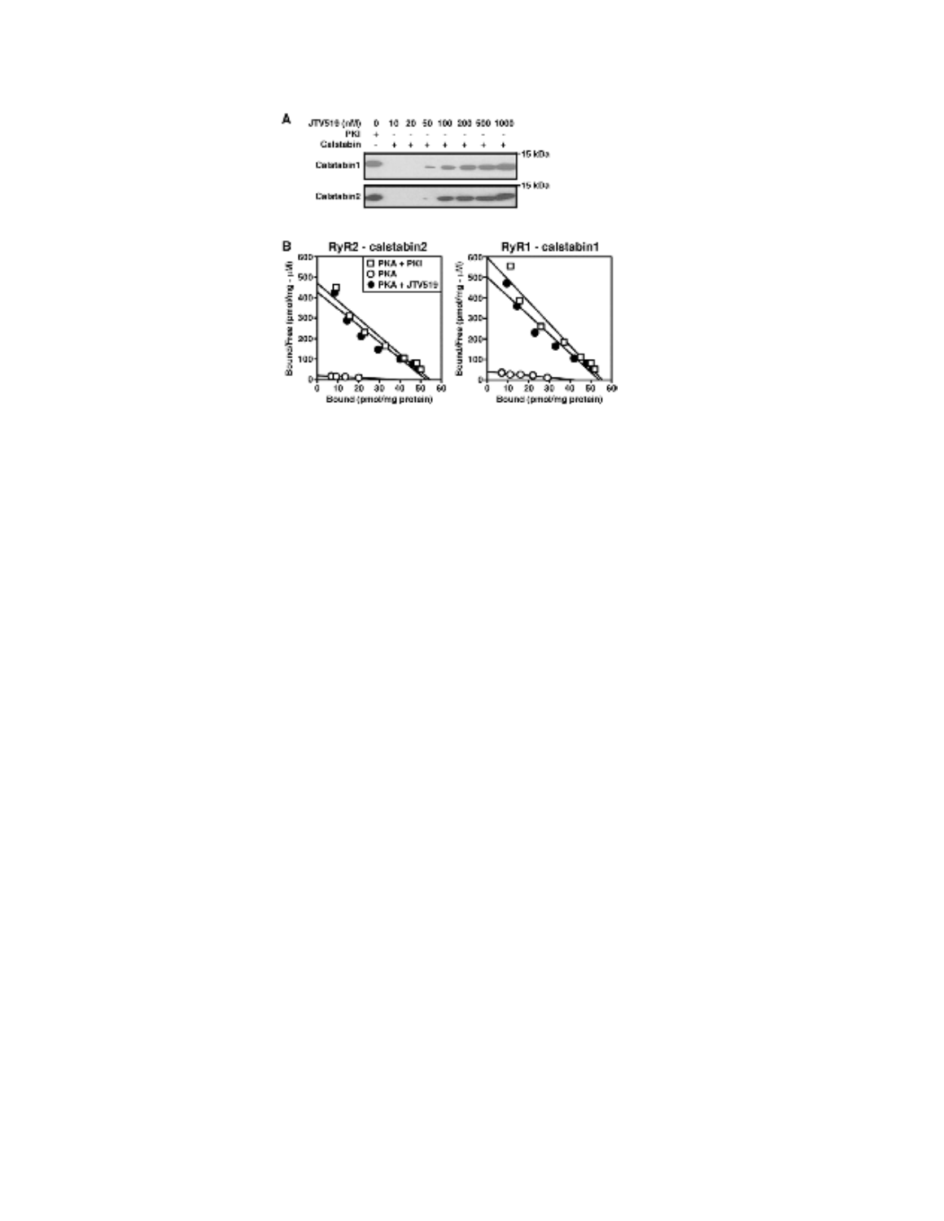A

JTV519 (nM) 0 10 20 50 100 200 500 1000

PKI + - - - - - - -

Calstabin - + + + + + + +

Calstabin1

15 kDa

Calstabin2

15 kDa

B

RyR2 - calstabin2

RyR1 - calstabin1

PKA + PKI

PKA

PKA + JTV519

Bound/Free (pmol/mg - μM)

Bound (pmol/mg protein)

0 100 200 300 400 500 600

0 10 20 30 40 50 60